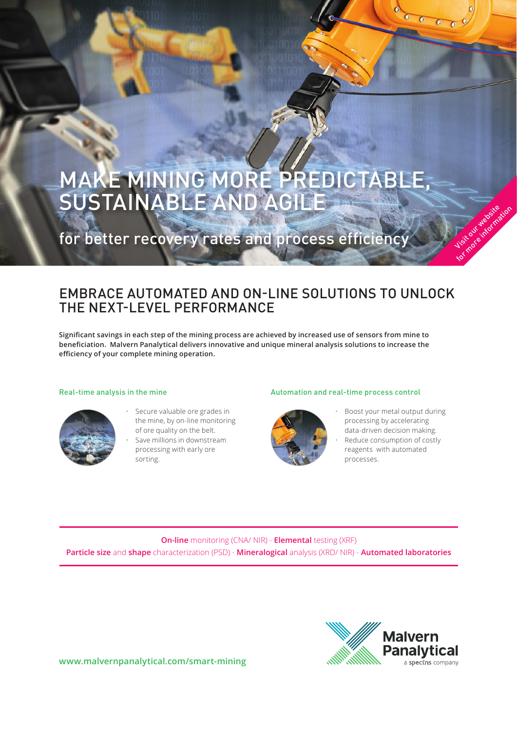# MAKE MINING MORE PREDICTABLE, SUSTAINABLE AND AGILE

for better recovery rates and process efficiency

Visit our website for more information

## EMBRACE AUTOMATED AND ON-LINE SOLUTIONS TO UNLOCK THE NEXT-LEVEL PERFORMANCE

**Significant savings in each step of the mining process are achieved by increased use of sensors from mine to beneficiation. Malvern Panalytical delivers innovative and unique mineral analysis solutions to increase the efficiency of your complete mining operation.**

### Real-time analysis in the mine

- Secure valuable ore grades in the mine, by on-line monitoring of ore quality on the belt.
- Save millions in downstream processing with early ore sorting.

### Automation and real-time process control

- Boost your metal output during processing by accelerating data-driven decision making.
- Reduce consumption of costly reagents with automated processes.

---

**On-line** monitoring (CNA/ NIR) - **Elemental** testing (XRF)
**Particle size** and **shape** characterization (PSD) - **Mineralogical** analysis (XRD/ NIR) - **Automated laboratories**

---

www.malvernpanalytical.com/smart-mining

Malvern Panalytical
a spectris company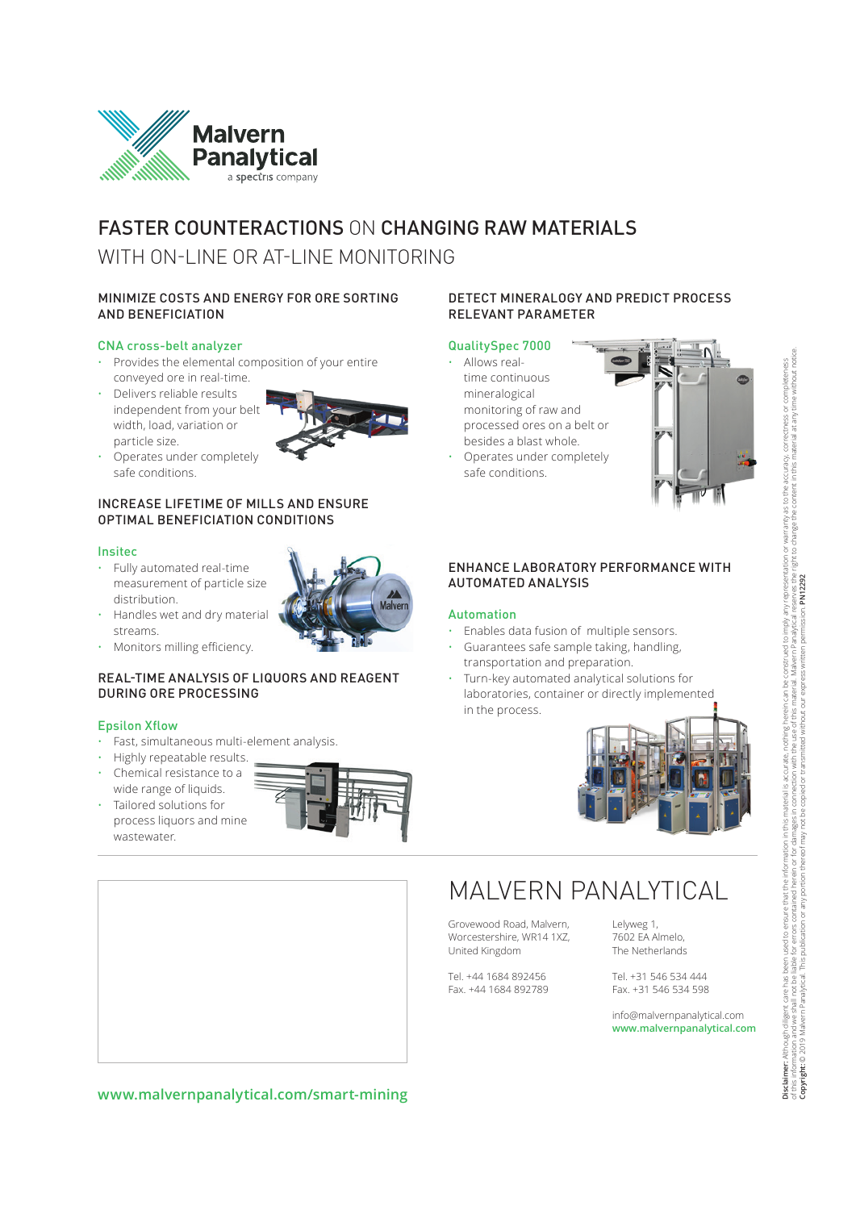Malvern Panalytical

a spectris company

# FASTER COUNTERACTIONS ON CHANGING RAW MATERIALS

## WITH ON-LINE OR AT-LINE MONITORING

### MINIMIZE COSTS AND ENERGY FOR ORE SORTING AND BENEFICIATION

**CNA cross-belt analyzer**

- Provides the elemental composition of your entire conveyed ore in real-time.
- Delivers reliable results independent from your belt width, load, variation or particle size.
- Operates under completely safe conditions.

### INCREASE LIFETIME OF MILLS AND ENSURE OPTIMAL BENEFICIATION CONDITIONS

**Insitec**

- Fully automated real-time measurement of particle size distribution.
- Handles wet and dry material streams.
- Monitors milling efficiency.

### REAL-TIME ANALYSIS OF LIQUORS AND REAGENT DURING ORE PROCESSING

**Epsilon Xflow**

- Fast, simultaneous multi-element analysis.
- Highly repeatable results.
- Chemical resistance to a wide range of liquids.
- Tailored solutions for process liquors and mine wastewater.

### DETECT MINERALOGY AND PREDICT PROCESS RELEVANT PARAMETER

**QualitySpec 7000**

- Allows real-time continuous mineralogical monitoring of raw and processed ores on a belt or besides a blast whole.
- Operates under completely safe conditions.

### ENHANCE LABORATORY PERFORMANCE WITH AUTOMATED ANALYSIS

**Automation**

- Enables data fusion of multiple sensors.
- Guarantees safe sample taking, handling, transportation and preparation.
- Turn-key automated analytical solutions for laboratories, container or directly implemented in the process.

## MALVERN PANALYTICAL

Grovewood Road, Malvern,
Worcestershire, WR14 1XZ,
United Kingdom

Tel. +44 1684 892456
Fax. +44 1684 892789

Lelyweg 1,
7602 EA Almelo,
The Netherlands

Tel. +31 546 534 444
Fax. +31 546 534 598

info@malvernpanalytical.com
www.malvernpanalytical.com

www.malvernpanalytical.com/smart-mining

**Disclaimer:** Although diligent care has been used to ensure that the information in this material is accurate, nothing herein can be construed to imply any representation or warranty as to the accuracy, correctness or completeness of this information and we shall not be liable for errors contained herein or for damages in connection with the use of this material. Malvern Panalytical reserves the right to change the content in this material at any time without notice. **Copyright:** © 2019 Malvern Panalytical. This publication or any portion thereof may not be copied or transmitted without our express written permission. **PN12292**